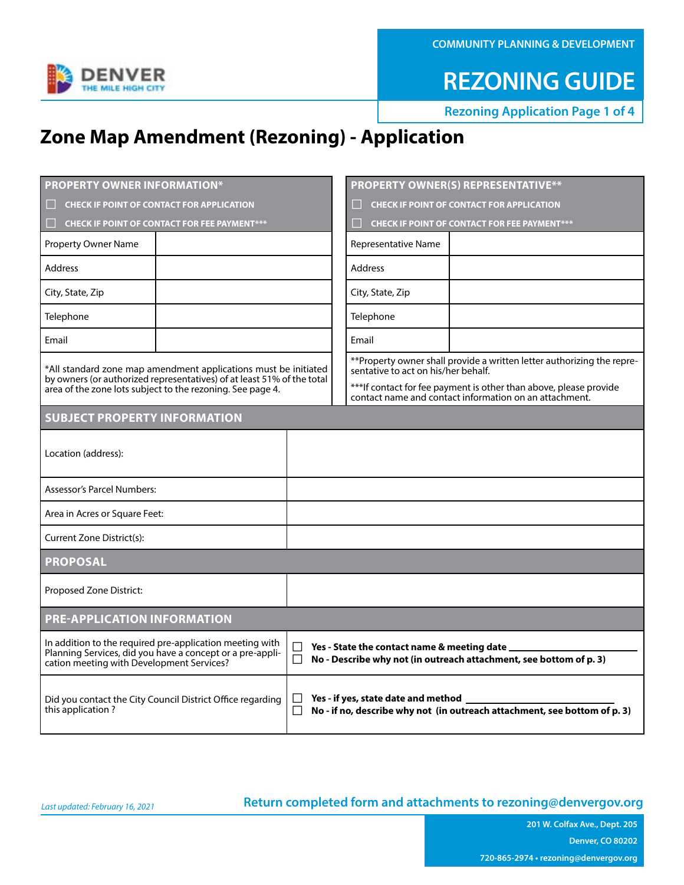COMMUNITY PLANNING & DEVELOPMENT

# REZONING GUIDE

Rezoning Application Page 1 of 4

# Zone Map Amendment (Rezoning) - Application

| PROPERTY OWNER INFORMATION* | |
|---|---|
| ☐ CHECK IF POINT OF CONTACT FOR APPLICATION | |
| ☐ CHECK IF POINT OF CONTACT FOR FEE PAYMENT*** | |
| Property Owner Name | |
| Address | |
| City, State, Zip | |
| Telephone | |
| Email | |

*All standard zone map amendment applications must be initiated by owners (or authorized representatives) of at least 51% of the total area of the zone lots subject to the rezoning. See page 4.

| PROPERTY OWNER(S) REPRESENTATIVE** | |
|---|---|
| ☐ CHECK IF POINT OF CONTACT FOR APPLICATION | |
| ☐ CHECK IF POINT OF CONTACT FOR FEE PAYMENT*** | |
| Representative Name | |
| Address | |
| City, State, Zip | |
| Telephone | |
| Email | |

**Property owner shall provide a written letter authorizing the representative to act on his/her behalf.

***If contact for fee payment is other than above, please provide contact name and contact information on an attachment.

| SUBJECT PROPERTY INFORMATION | |
|---|---|
| Location (address): | |
| Assessor's Parcel Numbers: | |
| Area in Acres or Square Feet: | |
| Current Zone District(s): | |

| PROPOSAL | |
|---|---|
| Proposed Zone District: | |

| PRE-APPLICATION INFORMATION | |
|---|---|
| In addition to the required pre-application meeting with Planning Services, did you have a concept or a pre-application meeting with Development Services? | ☐ **Yes - State the contact name & meeting date** ________ <br> ☐ **No - Describe why not (in outreach attachment, see bottom of p. 3)** |
| Did you contact the City Council District Office regarding this application ? | ☐ **Yes - if yes, state date and method** ________ <br> ☐ **No - if no, describe why not (in outreach attachment, see bottom of p. 3)** |

*Last updated: February 16, 2021*

**Return completed form and attachments to rezoning@denvergov.org**

201 W. Colfax Ave., Dept. 205
Denver, CO 80202
720-865-2974 • rezoning@denvergov.org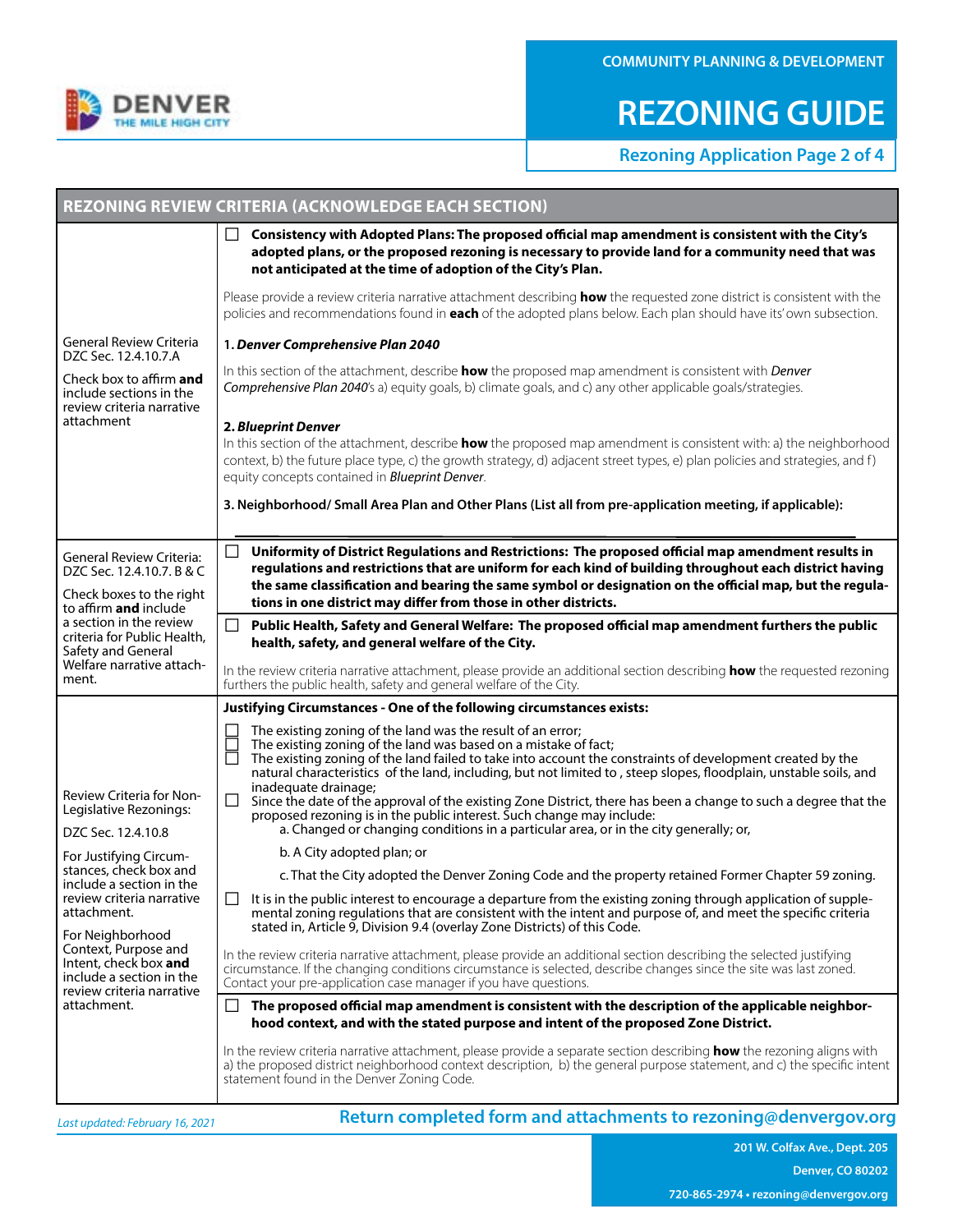# REZONING GUIDE

Rezoning Application Page 2 of 4

## REZONING REVIEW CRITERIA (ACKNOWLEDGE EACH SECTION)

**General Review Criteria DZC Sec. 12.4.10.7.A**

Check box to affirm **and** include sections in the review criteria narrative attachment

☐ **Consistency with Adopted Plans: The proposed official map amendment is consistent with the City's adopted plans, or the proposed rezoning is necessary to provide land for a community need that was not anticipated at the time of adoption of the City's Plan.**

Please provide a review criteria narrative attachment describing **how** the requested zone district is consistent with the policies and recommendations found in **each** of the adopted plans below. Each plan should have its' own subsection.

**1. *Denver Comprehensive Plan 2040***

In this section of the attachment, describe **how** the proposed map amendment is consistent with *Denver Comprehensive Plan 2040*'s a) equity goals, b) climate goals, and c) any other applicable goals/strategies.

**2. *Blueprint Denver***

In this section of the attachment, describe **how** the proposed map amendment is consistent with: a) the neighborhood context, b) the future place type, c) the growth strategy, d) adjacent street types, e) plan policies and strategies, and f) equity concepts contained in *Blueprint Denver*.

**3. Neighborhood/ Small Area Plan and Other Plans (List all from pre-application meeting, if applicable):**

______________________________________________

**General Review Criteria: DZC Sec. 12.4.10.7. B & C**

Check boxes to the right to affirm **and** include a section in the review criteria for Public Health, Safety and General Welfare narrative attachment.

☐ **Uniformity of District Regulations and Restrictions: The proposed official map amendment results in regulations and restrictions that are uniform for each kind of building throughout each district having the same classification and bearing the same symbol or designation on the official map, but the regulations in one district may differ from those in other districts.**

☐ **Public Health, Safety and General Welfare: The proposed official map amendment furthers the public health, safety, and general welfare of the City.**

In the review criteria narrative attachment, please provide an additional section describing **how** the requested rezoning furthers the public health, safety and general welfare of the City.

**Review Criteria for Non-Legislative Rezonings: DZC Sec. 12.4.10.8**

For Justifying Circumstances, check box and include a section in the review criteria narrative attachment.

For Neighborhood Context, Purpose and Intent, check box **and** include a section in the review criteria narrative attachment.

**Justifying Circumstances - One of the following circumstances exists:**

☐ The existing zoning of the land was the result of an error;
☐ The existing zoning of the land was based on a mistake of fact;
☐ The existing zoning of the land failed to take into account the constraints of development created by the natural characteristics of the land, including, but not limited to , steep slopes, floodplain, unstable soils, and inadequate drainage;
☐ Since the date of the approval of the existing Zone District, there has been a change to such a degree that the proposed rezoning is in the public interest. Such change may include:
  a. Changed or changing conditions in a particular area, or in the city generally; or,
  b. A City adopted plan; or
  c. That the City adopted the Denver Zoning Code and the property retained Former Chapter 59 zoning.
☐ It is in the public interest to encourage a departure from the existing zoning through application of supplemental zoning regulations that are consistent with the intent and purpose of, and meet the specific criteria stated in, Article 9, Division 9.4 (overlay Zone Districts) of this Code.

In the review criteria narrative attachment, please provide an additional section describing the selected justifying circumstance. If the changing conditions circumstance is selected, describe changes since the site was last zoned. Contact your pre-application case manager if you have questions.

☐ **The proposed official map amendment is consistent with the description of the applicable neighborhood context, and with the stated purpose and intent of the proposed Zone District.**

In the review criteria narrative attachment, please provide a separate section describing **how** the rezoning aligns with a) the proposed district neighborhood context description, b) the general purpose statement, and c) the specific intent statement found in the Denver Zoning Code.

*Last updated: February 16, 2021*

**Return completed form and attachments to rezoning@denvergov.org**

201 W. Colfax Ave., Dept. 205
Denver, CO 80202
720-865-2974 • rezoning@denvergov.org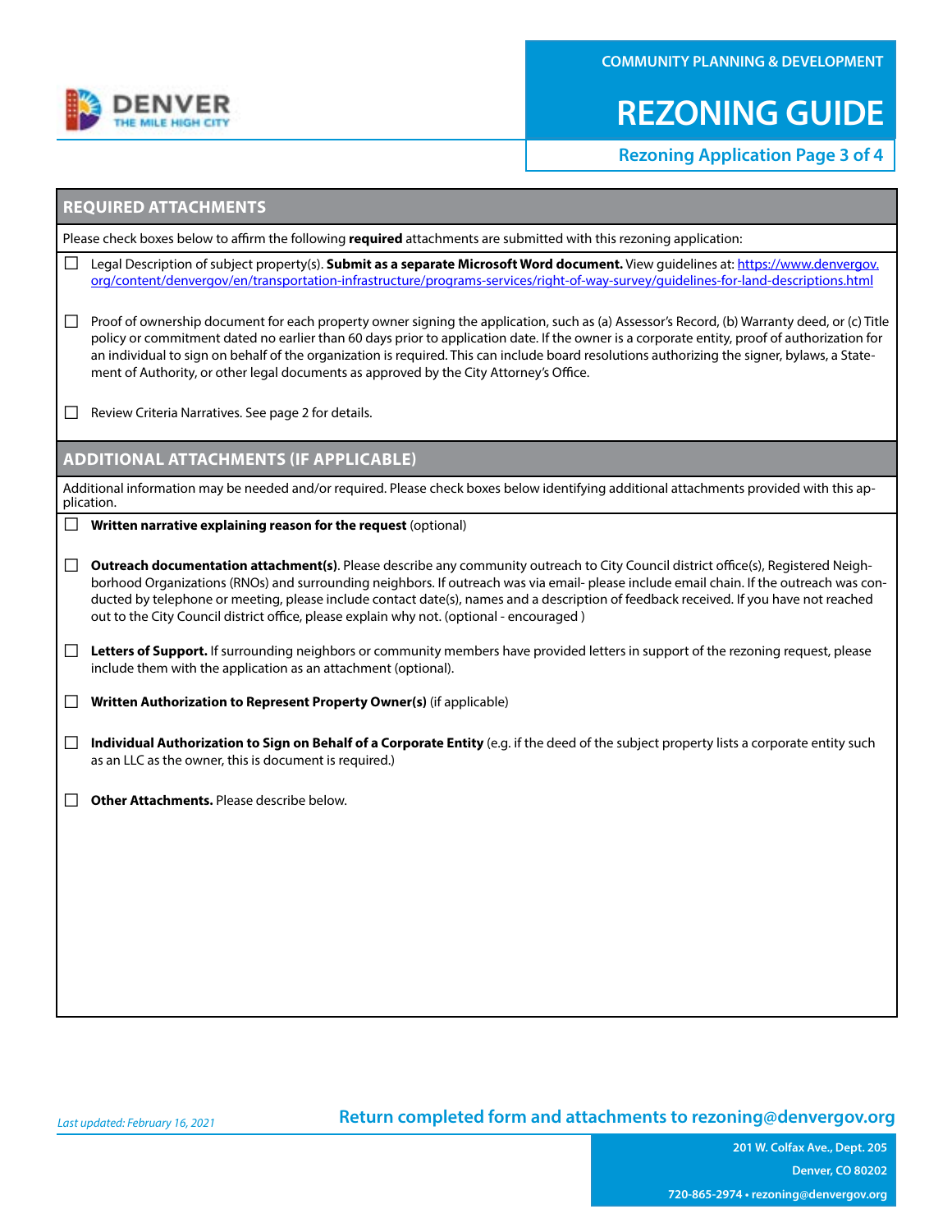# REZONING GUIDE

Rezoning Application Page 3 of 4

## REQUIRED ATTACHMENTS

Please check boxes below to affirm the following **required** attachments are submitted with this rezoning application:

- ☐ Legal Description of subject property(s). **Submit as a separate Microsoft Word document.** View guidelines at: https://www.denvergov.org/content/denvergov/en/transportation-infrastructure/programs-services/right-of-way-survey/guidelines-for-land-descriptions.html

- ☐ Proof of ownership document for each property owner signing the application, such as (a) Assessor's Record, (b) Warranty deed, or (c) Title policy or commitment dated no earlier than 60 days prior to application date. If the owner is a corporate entity, proof of authorization for an individual to sign on behalf of the organization is required. This can include board resolutions authorizing the signer, bylaws, a Statement of Authority, or other legal documents as approved by the City Attorney's Office.

- ☐ Review Criteria Narratives. See page 2 for details.

## ADDITIONAL ATTACHMENTS (IF APPLICABLE)

Additional information may be needed and/or required. Please check boxes below identifying additional attachments provided with this application.

- ☐ **Written narrative explaining reason for the request** (optional)

- ☐ **Outreach documentation attachment(s)**. Please describe any community outreach to City Council district office(s), Registered Neighborhood Organizations (RNOs) and surrounding neighbors. If outreach was via email- please include email chain. If the outreach was conducted by telephone or meeting, please include contact date(s), names and a description of feedback received. If you have not reached out to the City Council district office, please explain why not. (optional - encouraged )

- ☐ **Letters of Support.** If surrounding neighbors or community members have provided letters in support of the rezoning request, please include them with the application as an attachment (optional).

- ☐ **Written Authorization to Represent Property Owner(s)** (if applicable)

- ☐ **Individual Authorization to Sign on Behalf of a Corporate Entity** (e.g. if the deed of the subject property lists a corporate entity such as an LLC as the owner, this is document is required.)

- ☐ **Other Attachments.** Please describe below.

*Last updated: February 16, 2021*

**Return completed form and attachments to rezoning@denvergov.org**

201 W. Colfax Ave., Dept. 205
Denver, CO 80202
720-865-2974 • rezoning@denvergov.org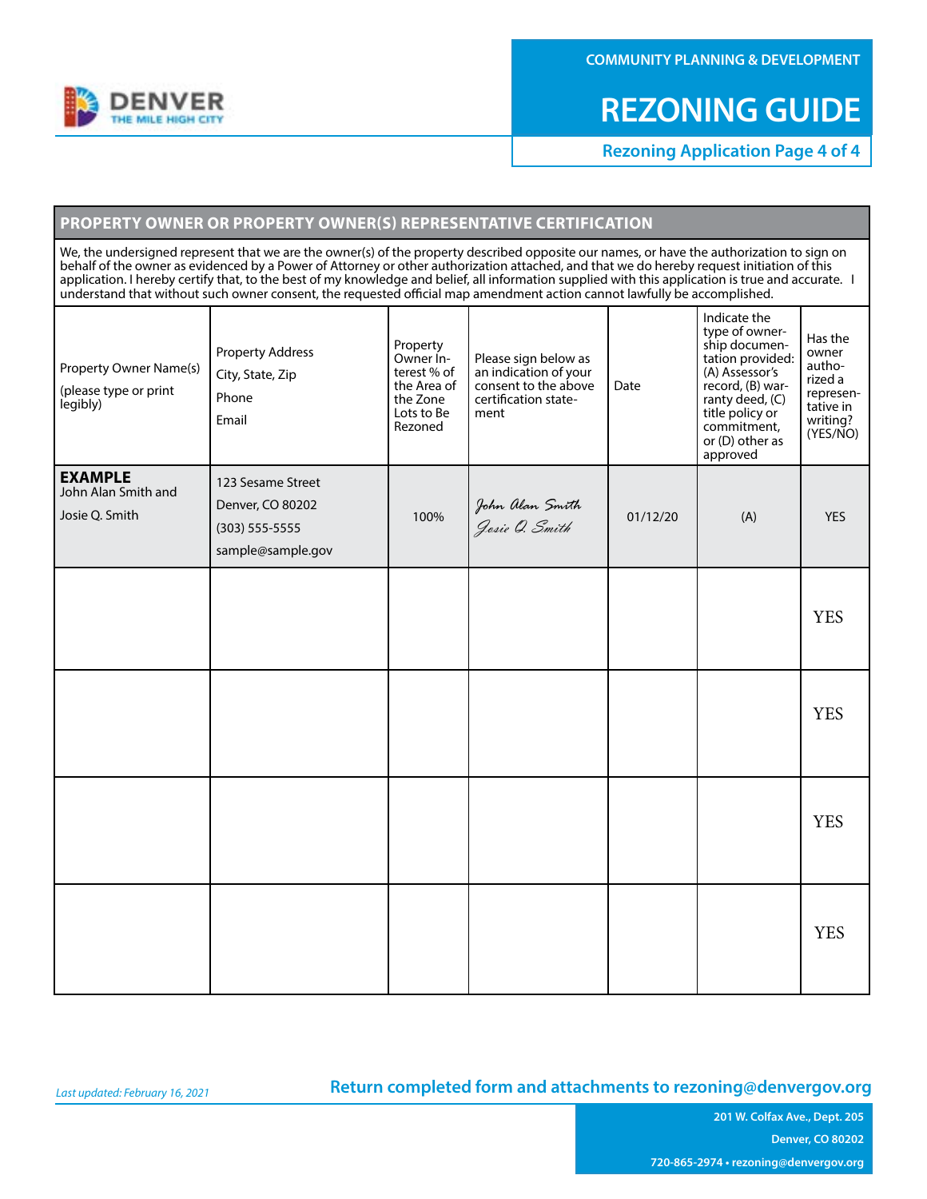COMMUNITY PLANNING & DEVELOPMENT

# REZONING GUIDE

**Rezoning Application Page 4 of 4**

## PROPERTY OWNER OR PROPERTY OWNER(S) REPRESENTATIVE CERTIFICATION

We, the undersigned represent that we are the owner(s) of the property described opposite our names, or have the authorization to sign on behalf of the owner as evidenced by a Power of Attorney or other authorization attached, and that we do hereby request initiation of this application. I hereby certify that, to the best of my knowledge and belief, all information supplied with this application is true and accurate. I understand that without such owner consent, the requested official map amendment action cannot lawfully be accomplished.

| Property Owner Name(s) (please type or print legibly) | Property Address City, State, Zip Phone Email | Property Owner Interest % of the Area of the Zone Lots to Be Rezoned | Please sign below as an indication of your consent to the above certification statement | Date | Indicate the type of ownership documentation provided: (A) Assessor's record, (B) warranty deed, (C) title policy or commitment, or (D) other as approved | Has the owner authorized a representative in writing? (YES/NO) |
|---|---|---|---|---|---|---|
| **EXAMPLE** John Alan Smith and Josie Q. Smith | 123 Sesame Street Denver, CO 80202 (303) 555-5555 sample@sample.gov | 100% | *John Alan Smith* *Josie Q. Smith* | 01/12/20 | (A) | YES |
| | | | | | | YES |
| | | | | | | YES |
| | | | | | | YES |
| | | | | | | YES |

*Last updated: February 16, 2021*

**Return completed form and attachments to rezoning@denvergov.org**

201 W. Colfax Ave., Dept. 205
Denver, CO 80202
720-865-2974 • rezoning@denvergov.org